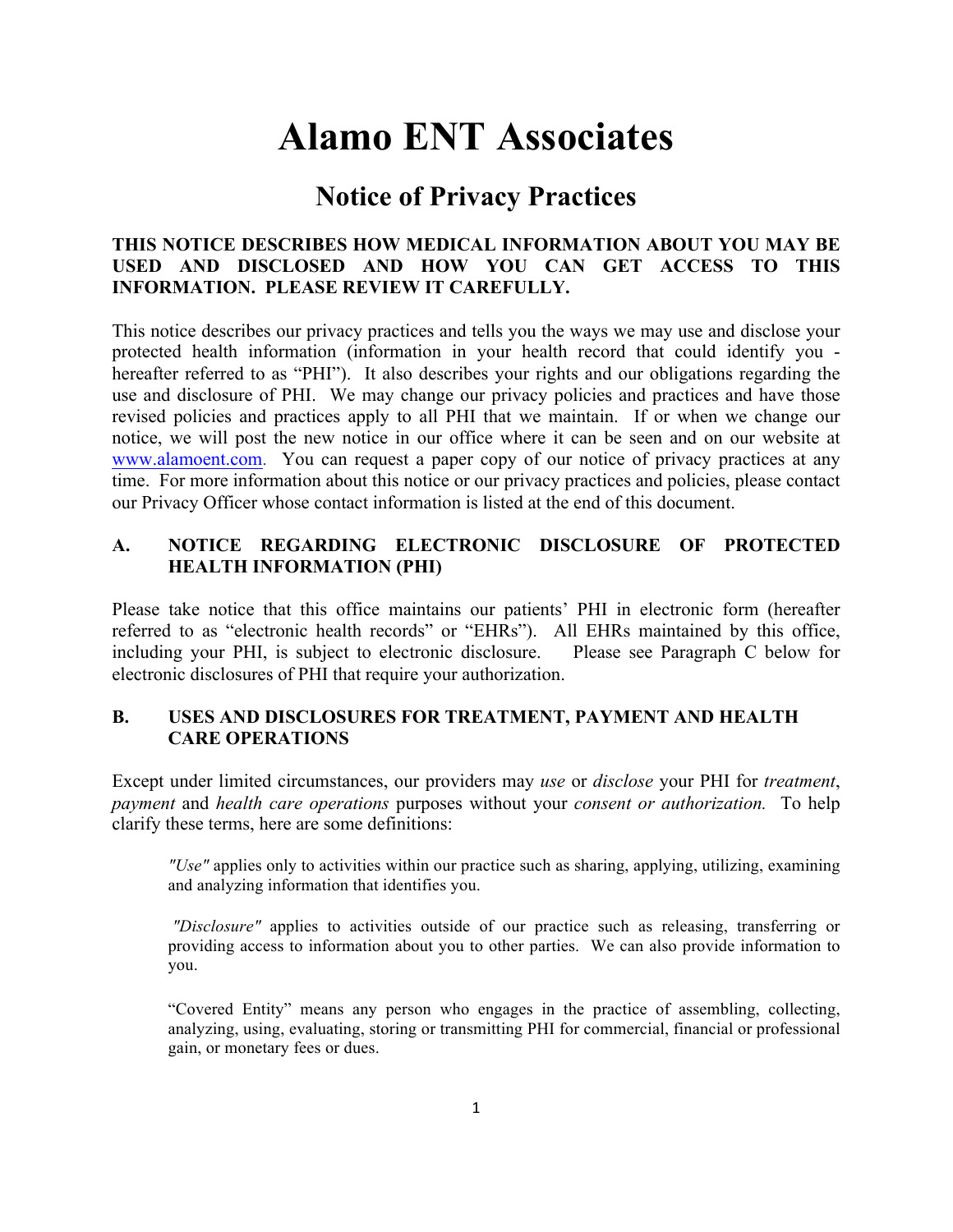# Alamo ENT Associates

## Notice of Privacy Practices

**THIS NOTICE DESCRIBES HOW MEDICAL INFORMATION ABOUT YOU MAY BE USED AND DISCLOSED AND HOW YOU CAN GET ACCESS TO THIS INFORMATION. PLEASE REVIEW IT CAREFULLY.**

This notice describes our privacy practices and tells you the ways we may use and disclose your protected health information (information in your health record that could identify you - hereafter referred to as "PHI"). It also describes your rights and our obligations regarding the use and disclosure of PHI. We may change our privacy policies and practices and have those revised policies and practices apply to all PHI that we maintain. If or when we change our notice, we will post the new notice in our office where it can be seen and on our website at www.alamoent.com. You can request a paper copy of our notice of privacy practices at any time. For more information about this notice or our privacy practices and policies, please contact our Privacy Officer whose contact information is listed at the end of this document.

### A. NOTICE REGARDING ELECTRONIC DISCLOSURE OF PROTECTED HEALTH INFORMATION (PHI)

Please take notice that this office maintains our patients' PHI in electronic form (hereafter referred to as "electronic health records" or "EHRs"). All EHRs maintained by this office, including your PHI, is subject to electronic disclosure. Please see Paragraph C below for electronic disclosures of PHI that require your authorization.

### B. USES AND DISCLOSURES FOR TREATMENT, PAYMENT AND HEALTH CARE OPERATIONS

Except under limited circumstances, our providers may *use* or *disclose* your PHI for *treatment*, *payment* and *health care operations* purposes without your *consent or authorization.* To help clarify these terms, here are some definitions:

> *"Use"* applies only to activities within our practice such as sharing, applying, utilizing, examining and analyzing information that identifies you.
>
> *"Disclosure"* applies to activities outside of our practice such as releasing, transferring or providing access to information about you to other parties. We can also provide information to you.
>
> "Covered Entity" means any person who engages in the practice of assembling, collecting, analyzing, using, evaluating, storing or transmitting PHI for commercial, financial or professional gain, or monetary fees or dues.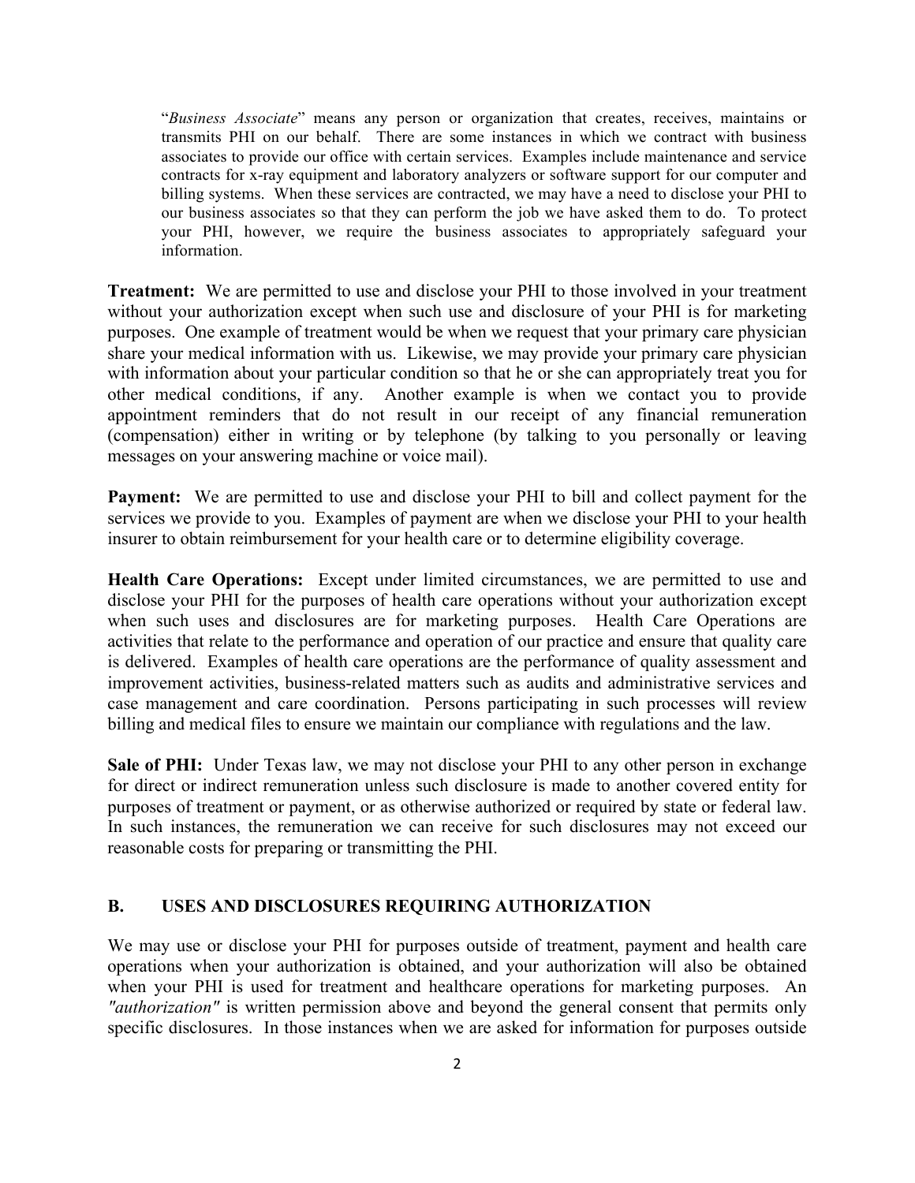“*Business Associate*” means any person or organization that creates, receives, maintains or transmits PHI on our behalf. There are some instances in which we contract with business associates to provide our office with certain services. Examples include maintenance and service contracts for x-ray equipment and laboratory analyzers or software support for our computer and billing systems. When these services are contracted, we may have a need to disclose your PHI to our business associates so that they can perform the job we have asked them to do. To protect your PHI, however, we require the business associates to appropriately safeguard your information.

**Treatment:** We are permitted to use and disclose your PHI to those involved in your treatment without your authorization except when such use and disclosure of your PHI is for marketing purposes. One example of treatment would be when we request that your primary care physician share your medical information with us. Likewise, we may provide your primary care physician with information about your particular condition so that he or she can appropriately treat you for other medical conditions, if any. Another example is when we contact you to provide appointment reminders that do not result in our receipt of any financial remuneration (compensation) either in writing or by telephone (by talking to you personally or leaving messages on your answering machine or voice mail).

**Payment:** We are permitted to use and disclose your PHI to bill and collect payment for the services we provide to you. Examples of payment are when we disclose your PHI to your health insurer to obtain reimbursement for your health care or to determine eligibility coverage.

**Health Care Operations:** Except under limited circumstances, we are permitted to use and disclose your PHI for the purposes of health care operations without your authorization except when such uses and disclosures are for marketing purposes. Health Care Operations are activities that relate to the performance and operation of our practice and ensure that quality care is delivered. Examples of health care operations are the performance of quality assessment and improvement activities, business-related matters such as audits and administrative services and case management and care coordination. Persons participating in such processes will review billing and medical files to ensure we maintain our compliance with regulations and the law.

**Sale of PHI:** Under Texas law, we may not disclose your PHI to any other person in exchange for direct or indirect remuneration unless such disclosure is made to another covered entity for purposes of treatment or payment, or as otherwise authorized or required by state or federal law. In such instances, the remuneration we can receive for such disclosures may not exceed our reasonable costs for preparing or transmitting the PHI.

## B. USES AND DISCLOSURES REQUIRING AUTHORIZATION

We may use or disclose your PHI for purposes outside of treatment, payment and health care operations when your authorization is obtained, and your authorization will also be obtained when your PHI is used for treatment and healthcare operations for marketing purposes. An *"authorization"* is written permission above and beyond the general consent that permits only specific disclosures. In those instances when we are asked for information for purposes outside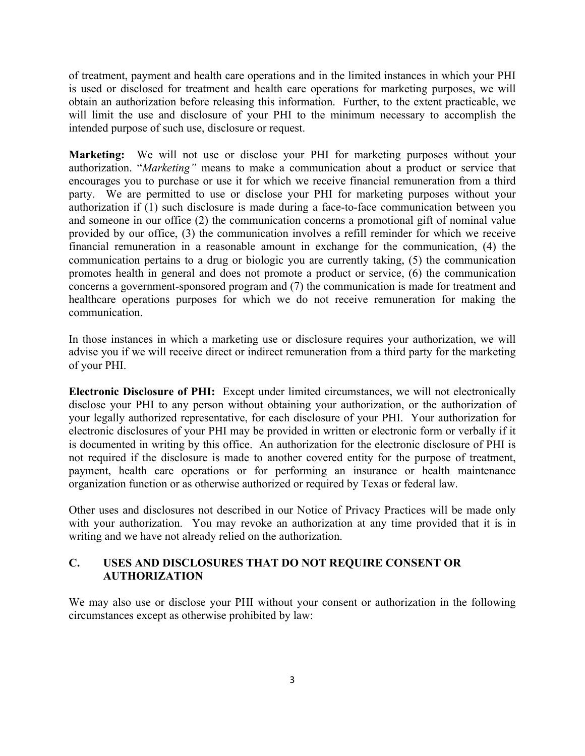of treatment, payment and health care operations and in the limited instances in which your PHI is used or disclosed for treatment and health care operations for marketing purposes, we will obtain an authorization before releasing this information. Further, to the extent practicable, we will limit the use and disclosure of your PHI to the minimum necessary to accomplish the intended purpose of such use, disclosure or request.

**Marketing:** We will not use or disclose your PHI for marketing purposes without your authorization. "*Marketing"* means to make a communication about a product or service that encourages you to purchase or use it for which we receive financial remuneration from a third party. We are permitted to use or disclose your PHI for marketing purposes without your authorization if (1) such disclosure is made during a face-to-face communication between you and someone in our office (2) the communication concerns a promotional gift of nominal value provided by our office, (3) the communication involves a refill reminder for which we receive financial remuneration in a reasonable amount in exchange for the communication, (4) the communication pertains to a drug or biologic you are currently taking, (5) the communication promotes health in general and does not promote a product or service, (6) the communication concerns a government-sponsored program and (7) the communication is made for treatment and healthcare operations purposes for which we do not receive remuneration for making the communication.

In those instances in which a marketing use or disclosure requires your authorization, we will advise you if we will receive direct or indirect remuneration from a third party for the marketing of your PHI.

**Electronic Disclosure of PHI:** Except under limited circumstances, we will not electronically disclose your PHI to any person without obtaining your authorization, or the authorization of your legally authorized representative, for each disclosure of your PHI. Your authorization for electronic disclosures of your PHI may be provided in written or electronic form or verbally if it is documented in writing by this office. An authorization for the electronic disclosure of PHI is not required if the disclosure is made to another covered entity for the purpose of treatment, payment, health care operations or for performing an insurance or health maintenance organization function or as otherwise authorized or required by Texas or federal law.

Other uses and disclosures not described in our Notice of Privacy Practices will be made only with your authorization. You may revoke an authorization at any time provided that it is in writing and we have not already relied on the authorization.

## C. USES AND DISCLOSURES THAT DO NOT REQUIRE CONSENT OR AUTHORIZATION

We may also use or disclose your PHI without your consent or authorization in the following circumstances except as otherwise prohibited by law: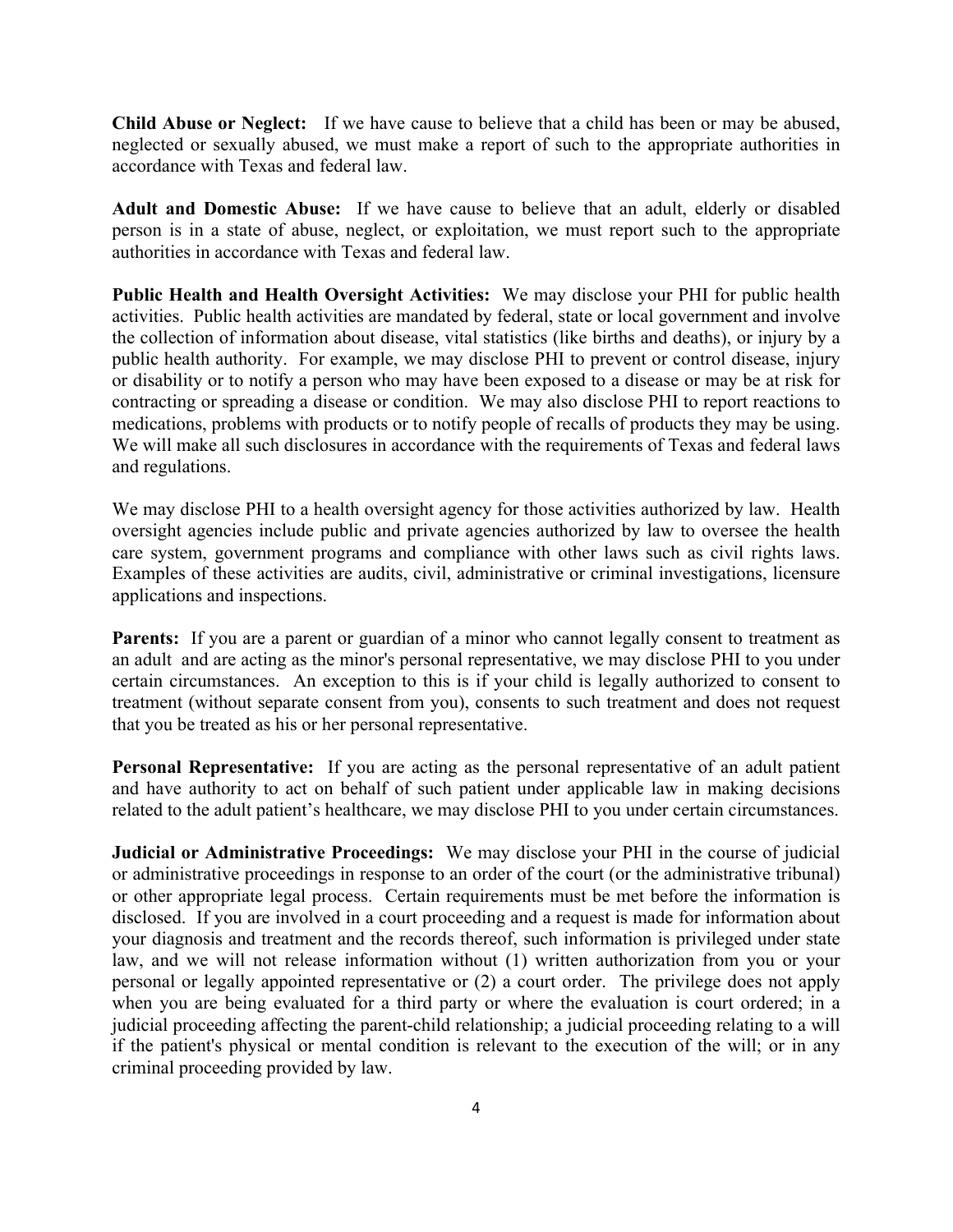**Child Abuse or Neglect:** If we have cause to believe that a child has been or may be abused, neglected or sexually abused, we must make a report of such to the appropriate authorities in accordance with Texas and federal law.

**Adult and Domestic Abuse:** If we have cause to believe that an adult, elderly or disabled person is in a state of abuse, neglect, or exploitation, we must report such to the appropriate authorities in accordance with Texas and federal law.

**Public Health and Health Oversight Activities:** We may disclose your PHI for public health activities. Public health activities are mandated by federal, state or local government and involve the collection of information about disease, vital statistics (like births and deaths), or injury by a public health authority. For example, we may disclose PHI to prevent or control disease, injury or disability or to notify a person who may have been exposed to a disease or may be at risk for contracting or spreading a disease or condition. We may also disclose PHI to report reactions to medications, problems with products or to notify people of recalls of products they may be using. We will make all such disclosures in accordance with the requirements of Texas and federal laws and regulations.

We may disclose PHI to a health oversight agency for those activities authorized by law. Health oversight agencies include public and private agencies authorized by law to oversee the health care system, government programs and compliance with other laws such as civil rights laws. Examples of these activities are audits, civil, administrative or criminal investigations, licensure applications and inspections.

**Parents:** If you are a parent or guardian of a minor who cannot legally consent to treatment as an adult and are acting as the minor's personal representative, we may disclose PHI to you under certain circumstances. An exception to this is if your child is legally authorized to consent to treatment (without separate consent from you), consents to such treatment and does not request that you be treated as his or her personal representative.

**Personal Representative:** If you are acting as the personal representative of an adult patient and have authority to act on behalf of such patient under applicable law in making decisions related to the adult patient's healthcare, we may disclose PHI to you under certain circumstances.

**Judicial or Administrative Proceedings:** We may disclose your PHI in the course of judicial or administrative proceedings in response to an order of the court (or the administrative tribunal) or other appropriate legal process. Certain requirements must be met before the information is disclosed. If you are involved in a court proceeding and a request is made for information about your diagnosis and treatment and the records thereof, such information is privileged under state law, and we will not release information without (1) written authorization from you or your personal or legally appointed representative or (2) a court order. The privilege does not apply when you are being evaluated for a third party or where the evaluation is court ordered; in a judicial proceeding affecting the parent-child relationship; a judicial proceeding relating to a will if the patient's physical or mental condition is relevant to the execution of the will; or in any criminal proceeding provided by law.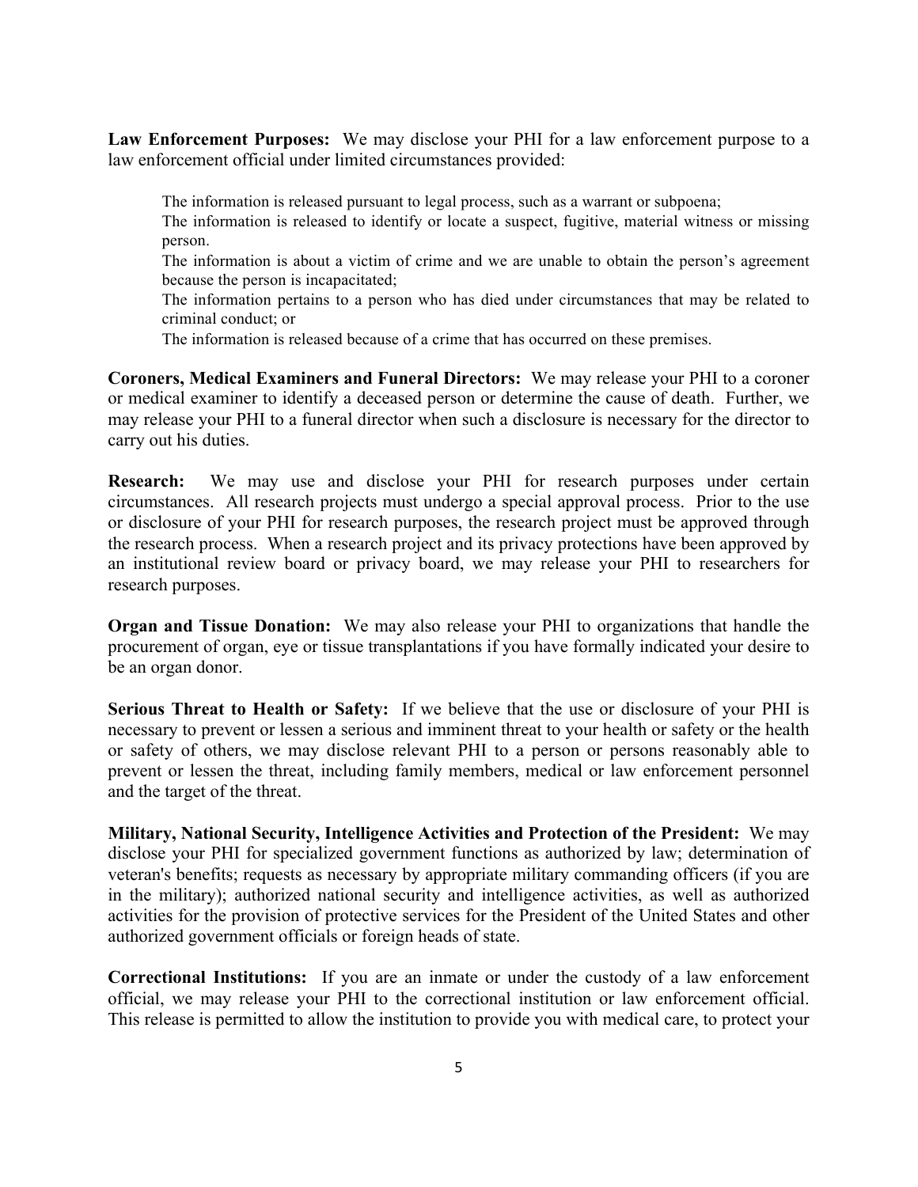**Law Enforcement Purposes:** We may disclose your PHI for a law enforcement purpose to a law enforcement official under limited circumstances provided:

- The information is released pursuant to legal process, such as a warrant or subpoena;
- The information is released to identify or locate a suspect, fugitive, material witness or missing person.
- The information is about a victim of crime and we are unable to obtain the person's agreement because the person is incapacitated;
- The information pertains to a person who has died under circumstances that may be related to criminal conduct; or
- The information is released because of a crime that has occurred on these premises.

**Coroners, Medical Examiners and Funeral Directors:** We may release your PHI to a coroner or medical examiner to identify a deceased person or determine the cause of death. Further, we may release your PHI to a funeral director when such a disclosure is necessary for the director to carry out his duties.

**Research:** We may use and disclose your PHI for research purposes under certain circumstances. All research projects must undergo a special approval process. Prior to the use or disclosure of your PHI for research purposes, the research project must be approved through the research process. When a research project and its privacy protections have been approved by an institutional review board or privacy board, we may release your PHI to researchers for research purposes.

**Organ and Tissue Donation:** We may also release your PHI to organizations that handle the procurement of organ, eye or tissue transplantations if you have formally indicated your desire to be an organ donor.

**Serious Threat to Health or Safety:** If we believe that the use or disclosure of your PHI is necessary to prevent or lessen a serious and imminent threat to your health or safety or the health or safety of others, we may disclose relevant PHI to a person or persons reasonably able to prevent or lessen the threat, including family members, medical or law enforcement personnel and the target of the threat.

**Military, National Security, Intelligence Activities and Protection of the President:** We may disclose your PHI for specialized government functions as authorized by law; determination of veteran's benefits; requests as necessary by appropriate military commanding officers (if you are in the military); authorized national security and intelligence activities, as well as authorized activities for the provision of protective services for the President of the United States and other authorized government officials or foreign heads of state.

**Correctional Institutions:** If you are an inmate or under the custody of a law enforcement official, we may release your PHI to the correctional institution or law enforcement official. This release is permitted to allow the institution to provide you with medical care, to protect your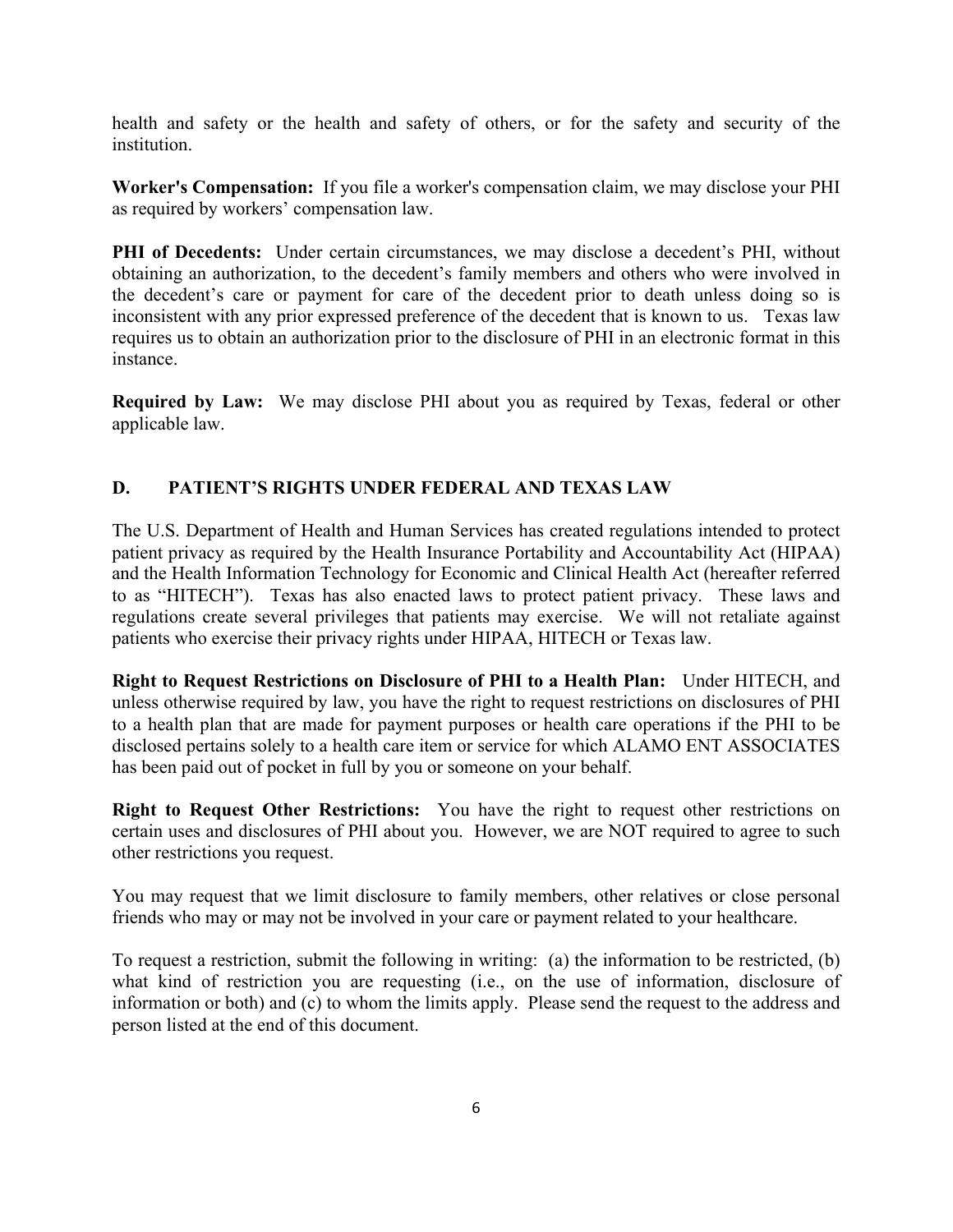health and safety or the health and safety of others, or for the safety and security of the institution.

**Worker's Compensation:** If you file a worker's compensation claim, we may disclose your PHI as required by workers' compensation law.

**PHI of Decedents:** Under certain circumstances, we may disclose a decedent's PHI, without obtaining an authorization, to the decedent's family members and others who were involved in the decedent's care or payment for care of the decedent prior to death unless doing so is inconsistent with any prior expressed preference of the decedent that is known to us. Texas law requires us to obtain an authorization prior to the disclosure of PHI in an electronic format in this instance.

**Required by Law:** We may disclose PHI about you as required by Texas, federal or other applicable law.

## D. PATIENT'S RIGHTS UNDER FEDERAL AND TEXAS LAW

The U.S. Department of Health and Human Services has created regulations intended to protect patient privacy as required by the Health Insurance Portability and Accountability Act (HIPAA) and the Health Information Technology for Economic and Clinical Health Act (hereafter referred to as "HITECH"). Texas has also enacted laws to protect patient privacy. These laws and regulations create several privileges that patients may exercise. We will not retaliate against patients who exercise their privacy rights under HIPAA, HITECH or Texas law.

**Right to Request Restrictions on Disclosure of PHI to a Health Plan:** Under HITECH, and unless otherwise required by law, you have the right to request restrictions on disclosures of PHI to a health plan that are made for payment purposes or health care operations if the PHI to be disclosed pertains solely to a health care item or service for which ALAMO ENT ASSOCIATES has been paid out of pocket in full by you or someone on your behalf.

**Right to Request Other Restrictions:** You have the right to request other restrictions on certain uses and disclosures of PHI about you. However, we are NOT required to agree to such other restrictions you request.

You may request that we limit disclosure to family members, other relatives or close personal friends who may or may not be involved in your care or payment related to your healthcare.

To request a restriction, submit the following in writing: (a) the information to be restricted, (b) what kind of restriction you are requesting (i.e., on the use of information, disclosure of information or both) and (c) to whom the limits apply. Please send the request to the address and person listed at the end of this document.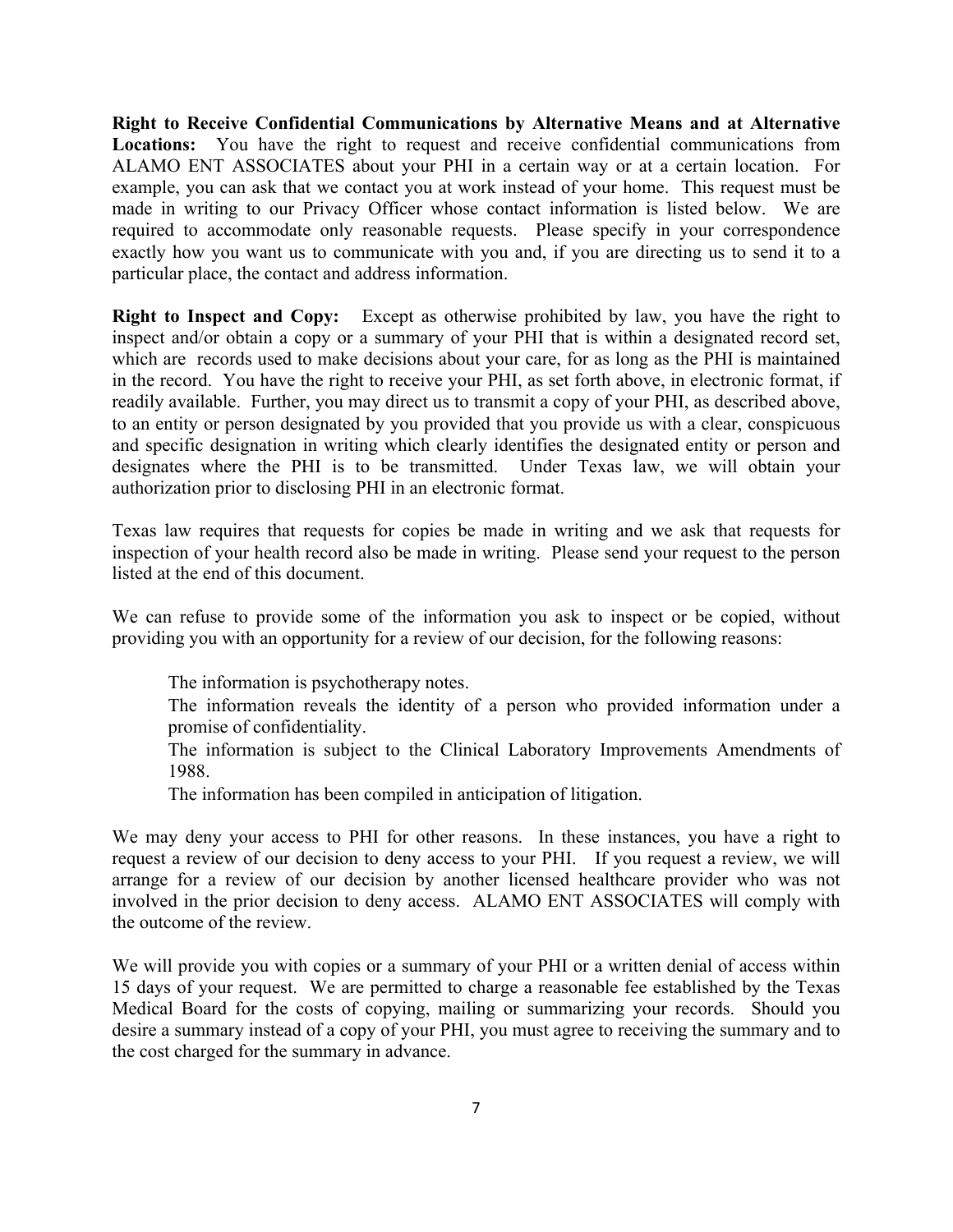**Right to Receive Confidential Communications by Alternative Means and at Alternative Locations:** You have the right to request and receive confidential communications from ALAMO ENT ASSOCIATES about your PHI in a certain way or at a certain location. For example, you can ask that we contact you at work instead of your home. This request must be made in writing to our Privacy Officer whose contact information is listed below. We are required to accommodate only reasonable requests. Please specify in your correspondence exactly how you want us to communicate with you and, if you are directing us to send it to a particular place, the contact and address information.

**Right to Inspect and Copy:** Except as otherwise prohibited by law, you have the right to inspect and/or obtain a copy or a summary of your PHI that is within a designated record set, which are records used to make decisions about your care, for as long as the PHI is maintained in the record. You have the right to receive your PHI, as set forth above, in electronic format, if readily available. Further, you may direct us to transmit a copy of your PHI, as described above, to an entity or person designated by you provided that you provide us with a clear, conspicuous and specific designation in writing which clearly identifies the designated entity or person and designates where the PHI is to be transmitted. Under Texas law, we will obtain your authorization prior to disclosing PHI in an electronic format.

Texas law requires that requests for copies be made in writing and we ask that requests for inspection of your health record also be made in writing. Please send your request to the person listed at the end of this document.

We can refuse to provide some of the information you ask to inspect or be copied, without providing you with an opportunity for a review of our decision, for the following reasons:

- The information is psychotherapy notes.
- The information reveals the identity of a person who provided information under a promise of confidentiality.
- The information is subject to the Clinical Laboratory Improvements Amendments of 1988.
- The information has been compiled in anticipation of litigation.

We may deny your access to PHI for other reasons. In these instances, you have a right to request a review of our decision to deny access to your PHI. If you request a review, we will arrange for a review of our decision by another licensed healthcare provider who was not involved in the prior decision to deny access. ALAMO ENT ASSOCIATES will comply with the outcome of the review.

We will provide you with copies or a summary of your PHI or a written denial of access within 15 days of your request. We are permitted to charge a reasonable fee established by the Texas Medical Board for the costs of copying, mailing or summarizing your records. Should you desire a summary instead of a copy of your PHI, you must agree to receiving the summary and to the cost charged for the summary in advance.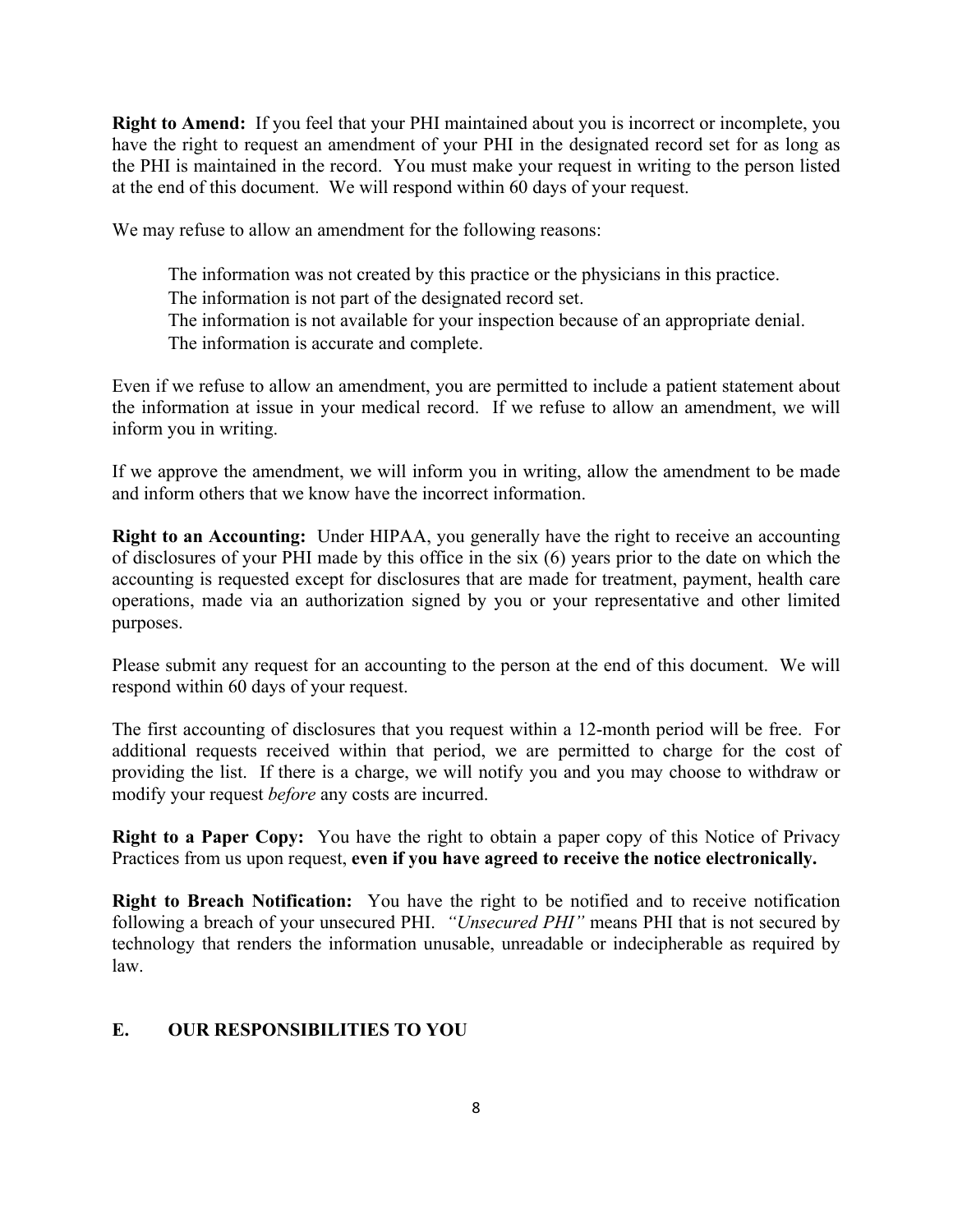**Right to Amend:** If you feel that your PHI maintained about you is incorrect or incomplete, you have the right to request an amendment of your PHI in the designated record set for as long as the PHI is maintained in the record. You must make your request in writing to the person listed at the end of this document. We will respond within 60 days of your request.

We may refuse to allow an amendment for the following reasons:

The information was not created by this practice or the physicians in this practice.
The information is not part of the designated record set.
The information is not available for your inspection because of an appropriate denial.
The information is accurate and complete.

Even if we refuse to allow an amendment, you are permitted to include a patient statement about the information at issue in your medical record. If we refuse to allow an amendment, we will inform you in writing.

If we approve the amendment, we will inform you in writing, allow the amendment to be made and inform others that we know have the incorrect information.

**Right to an Accounting:** Under HIPAA, you generally have the right to receive an accounting of disclosures of your PHI made by this office in the six (6) years prior to the date on which the accounting is requested except for disclosures that are made for treatment, payment, health care operations, made via an authorization signed by you or your representative and other limited purposes.

Please submit any request for an accounting to the person at the end of this document. We will respond within 60 days of your request.

The first accounting of disclosures that you request within a 12-month period will be free. For additional requests received within that period, we are permitted to charge for the cost of providing the list. If there is a charge, we will notify you and you may choose to withdraw or modify your request *before* any costs are incurred.

**Right to a Paper Copy:** You have the right to obtain a paper copy of this Notice of Privacy Practices from us upon request, **even if you have agreed to receive the notice electronically.**

**Right to Breach Notification:** You have the right to be notified and to receive notification following a breach of your unsecured PHI. *"Unsecured PHI"* means PHI that is not secured by technology that renders the information unusable, unreadable or indecipherable as required by law.

## E. OUR RESPONSIBILITIES TO YOU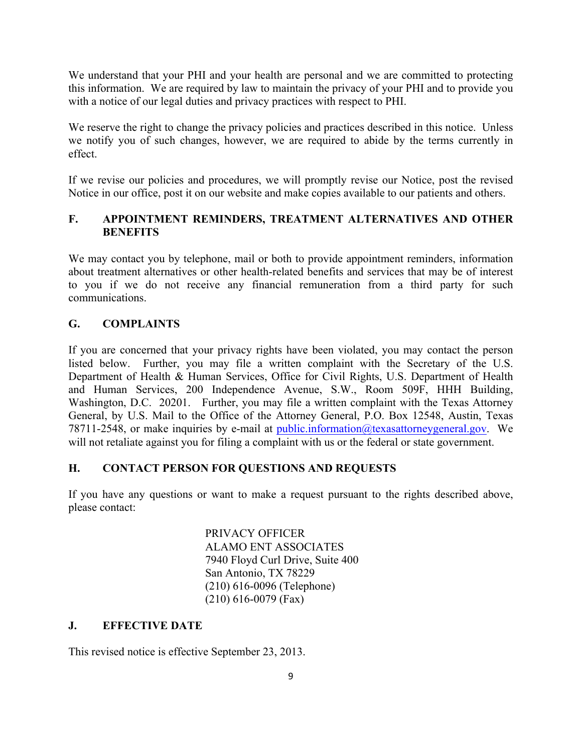We understand that your PHI and your health are personal and we are committed to protecting this information. We are required by law to maintain the privacy of your PHI and to provide you with a notice of our legal duties and privacy practices with respect to PHI.

We reserve the right to change the privacy policies and practices described in this notice. Unless we notify you of such changes, however, we are required to abide by the terms currently in effect.

If we revise our policies and procedures, we will promptly revise our Notice, post the revised Notice in our office, post it on our website and make copies available to our patients and others.

## F. APPOINTMENT REMINDERS, TREATMENT ALTERNATIVES AND OTHER BENEFITS

We may contact you by telephone, mail or both to provide appointment reminders, information about treatment alternatives or other health-related benefits and services that may be of interest to you if we do not receive any financial remuneration from a third party for such communications.

## G. COMPLAINTS

If you are concerned that your privacy rights have been violated, you may contact the person listed below. Further, you may file a written complaint with the Secretary of the U.S. Department of Health & Human Services, Office for Civil Rights, U.S. Department of Health and Human Services, 200 Independence Avenue, S.W., Room 509F, HHH Building, Washington, D.C. 20201. Further, you may file a written complaint with the Texas Attorney General, by U.S. Mail to the Office of the Attorney General, P.O. Box 12548, Austin, Texas 78711-2548, or make inquiries by e-mail at public.information@texasattorneygeneral.gov. We will not retaliate against you for filing a complaint with us or the federal or state government.

## H. CONTACT PERSON FOR QUESTIONS AND REQUESTS

If you have any questions or want to make a request pursuant to the rights described above, please contact:

PRIVACY OFFICER
ALAMO ENT ASSOCIATES
7940 Floyd Curl Drive, Suite 400
San Antonio, TX 78229
(210) 616-0096 (Telephone)
(210) 616-0079 (Fax)

## J. EFFECTIVE DATE

This revised notice is effective September 23, 2013.